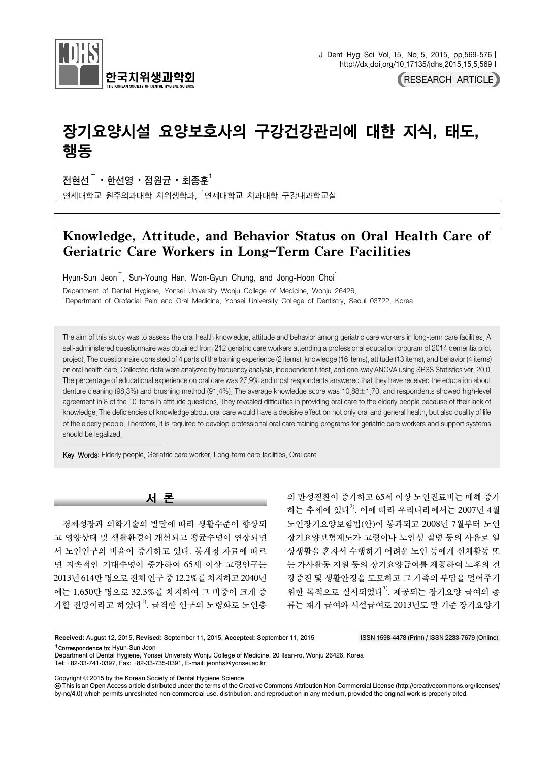# 장기요양시설 요양보호사의 구강건강관리에 대한 지식, 태도, 행동

전현선[†] · 한선영 · 정원균 · 최종훈[1]

연세대학교 원주의과대학 치위생학과, [1]연세대학교 치과대학 구강내과학교실

# Knowledge, Attitude, and Behavior Status on Oral Health Care of Geriatric Care Workers in Long-Term Care Facilities

Hyun-Sun Jeon[†], Sun-Young Han, Won-Gyun Chung, and Jong-Hoon Choi[1]

Department of Dental Hygiene, Yonsei University Wonju College of Medicine, Wonju 26426,
[1]Department of Orofacial Pain and Oral Medicine, Yonsei University College of Dentistry, Seoul 03722, Korea

The aim of this study was to assess the oral health knowledge, attitude and behavior among geriatric care workers in long-term care facilities. A self-administered questionnaire was obtained from 212 geriatric care workers attending a professional education program of 2014 dementia pilot project. The questionnaire consisted of 4 parts of the training experience (2 items), knowledge (16 items), attitude (13 items), and behavior (4 items) on oral health care. Collected data were analyzed by frequency analysis, independent t-test, and one-way ANOVA using SPSS Statistics ver. 20.0. The percentage of educational experience on oral care was 27.9% and most respondents answered that they have received the education about denture cleaning (98.3%) and brushing method (91.4%). The average knowledge score was 10.88±1.70, and respondents showed high-level agreement in 8 of the 10 items in attitude questions. They revealed difficulties in providing oral care to the elderly people because of their lack of knowledge. The deficiencies of knowledge about oral care would have a decisive effect on not only oral and general health, but also quality of life of the elderly people. Therefore, it is required to develop professional oral care training programs for geriatric care workers and support systems should be legalized.

**Key Words:** Elderly people, Geriatric care worker, Long-term care facilities, Oral care

## 서 론

경제성장과 의학기술의 발달에 따라 생활수준이 향상되고 영양상태 및 생활환경이 개선되고 평균수명이 연장되면서 노인인구의 비율이 증가하고 있다. 통계청 자료에 따르면 지속적인 기대수명이 증가하여 65세 이상 고령인구는 2013년 614만 명으로 전체 인구 중 12.2%를 차지하고 2040년에는 1,650만 명으로 32.3%를 차지하여 그 비중이 크게 증가할 전망이라고 하였다[1]. 급격한 인구의 노령화로 노인층의 만성질환이 증가하고 65세 이상 노인진료비는 매해 증가하는 추세에 있다[2]. 이에 따라 우리나라에서는 2007년 4월 노인장기요양보험법(안)이 통과되고 2008년 7월부터 노인장기요양보험제도가 고령이나 노인성 질병 등의 사유로 일상생활을 혼자서 수행하기 어려운 노인 등에게 신체활동 또는 가사활동 지원 등의 장기요양급여를 제공하여 노후의 건강증진 및 생활안정을 도모하고 그 가족의 부담을 덜어주기 위한 목적으로 실시되었다[3]. 제공되는 장기요양 급여의 종류는 재가 급여와 시설급여로 2013년도 말 기준 장기요양기

**Received:** August 12, 2015, **Revised:** September 11, 2015, **Accepted:** September 11, 2015

ISSN 1598-4478 (Print) / ISSN 2233-7679 (Online)

†Correspondence to: Hyun-Sun Jeon
Department of Dental Hygiene, Yonsei University Wonju College of Medicine, 20 Ilsan-ro, Wonju 26426, Korea
Tel: +82-33-741-0397, Fax: +82-33-735-0391, E-mail: jeonhs@yonsei.ac.kr

Copyright © 2015 by the Korean Society of Dental Hygiene Science
This is an Open Access article distributed under the terms of the Creative Commons Attribution Non-Commercial License (http://creativecommons.org/licenses/by-nc/4.0) which permits unrestricted non-commercial use, distribution, and reproduction in any medium, provided the original work is properly cited.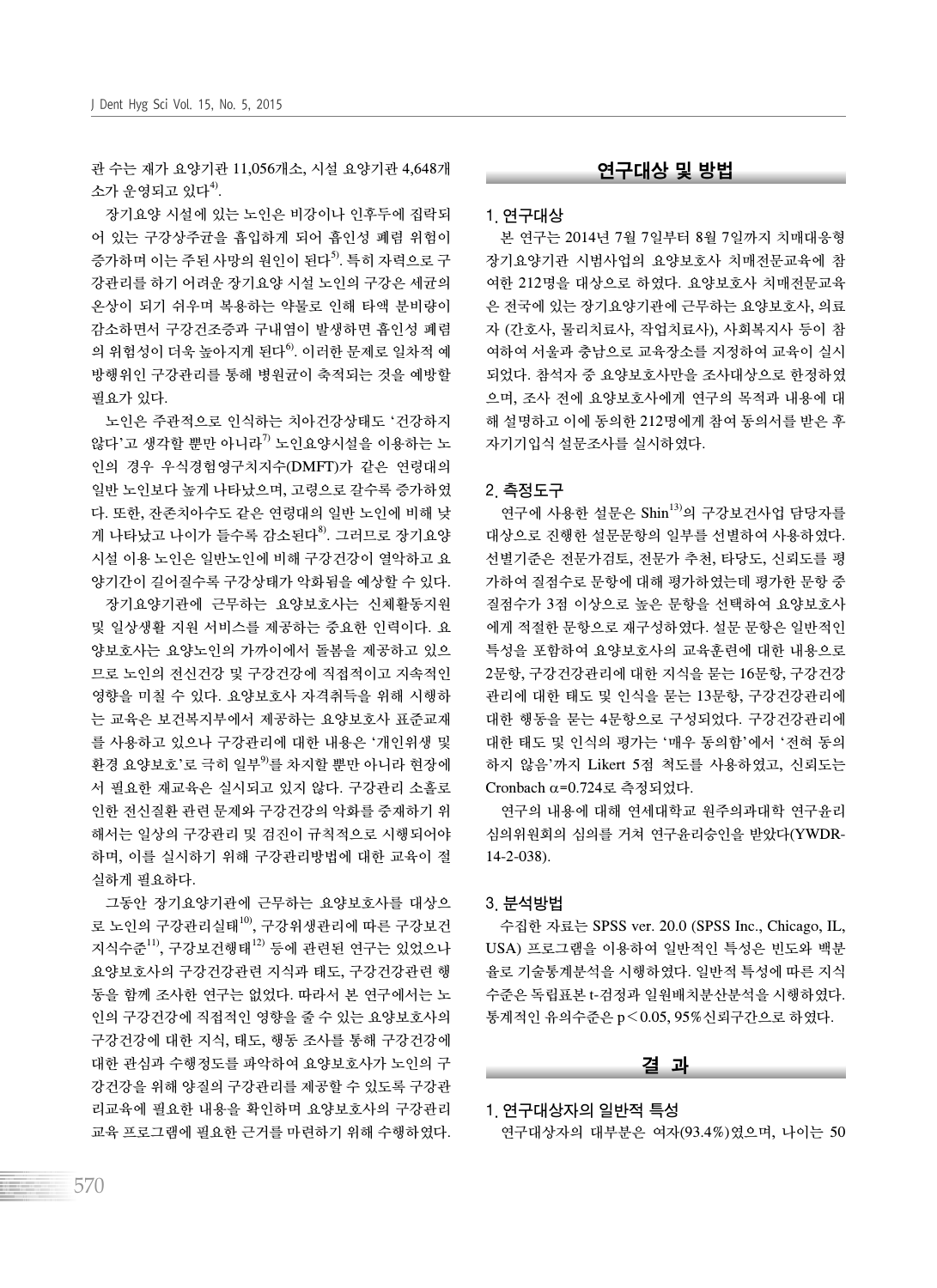관 수는 재가 요양기관 11,056개소, 시설 요양기관 4,648개소가 운영되고 있다[4].

장기요양 시설에 있는 노인은 비강이나 인후두에 집락되어 있는 구강상주균을 흡입하게 되어 흡인성 폐렴 위험이 증가하며 이는 주된 사망의 원인이 된다[5]. 특히 자력으로 구강관리를 하기 어려운 장기요양 시설 노인의 구강은 세균의 온상이 되기 쉬우며 복용하는 약물로 인해 타액 분비량이 감소하면서 구강건조증과 구내염이 발생하면 흡인성 폐렴의 위험성이 더욱 높아지게 된다[6]. 이러한 문제로 일차적 예방행위인 구강관리를 통해 병원균이 축적되는 것을 예방할 필요가 있다.

노인은 주관적으로 인식하는 치아건강상태도 '건강하지 않다'고 생각할 뿐만 아니라[7] 노인요양시설을 이용하는 노인의 경우 우식경험영구치지수(DMFT)가 같은 연령대의 일반 노인보다 높게 나타났으며, 고령으로 갈수록 증가하였다. 또한, 잔존치아수도 같은 연령대의 일반 노인에 비해 낮게 나타났고 나이가 들수록 감소된다[8]. 그러므로 장기요양 시설 이용 노인은 일반노인에 비해 구강건강이 열악하고 요양기간이 길어질수록 구강상태가 악화됨을 예상할 수 있다.

장기요양기관에 근무하는 요양보호사는 신체활동지원 및 일상생활 지원 서비스를 제공하는 중요한 인력이다. 요양보호사는 요양노인의 가까이에서 돌봄을 제공하고 있으므로 노인의 전신건강 및 구강건강에 직접적이고 지속적인 영향을 미칠 수 있다. 요양보호사 자격취득을 위해 시행하는 교육은 보건복지부에서 제공하는 요양보호사 표준교재를 사용하고 있으나 구강관리에 대한 내용은 '개인위생 및 환경 요양보호'로 극히 일부[9]를 차지할 뿐만 아니라 현장에서 필요한 재교육은 실시되고 있지 않다. 구강관리 소홀로 인한 전신질환 관련 문제와 구강건강의 악화를 중재하기 위해서는 일상의 구강관리 및 검진이 규칙적으로 시행되어야 하며, 이를 실시하기 위해 구강관리방법에 대한 교육이 절실하게 필요하다.

그동안 장기요양기관에 근무하는 요양보호사를 대상으로 노인의 구강관리실태[10], 구강위생관리에 따른 구강보건지식수준[11], 구강보건행태[12] 등에 관련된 연구는 있었으나 요양보호사의 구강건강관련 지식과 태도, 구강건강관련 행동을 함께 조사한 연구는 없었다. 따라서 본 연구에서는 노인의 구강건강에 직접적인 영향을 줄 수 있는 요양보호사의 구강건강에 대한 지식, 태도, 행동 조사를 통해 구강건강에 대한 관심과 수행정도를 파악하여 요양보호사가 노인의 구강건강을 위해 양질의 구강관리를 제공할 수 있도록 구강관리교육에 필요한 내용을 확인하며 요양보호사의 구강관리 교육 프로그램에 필요한 근거를 마련하기 위해 수행하였다.

## 연구대상 및 방법

### 1. 연구대상

본 연구는 2014년 7월 7일부터 8월 7일까지 치매대응형 장기요양기관 시범사업의 요양보호사 치매전문교육에 참여한 212명을 대상으로 하였다. 요양보호사 치매전문교육은 전국에 있는 장기요양기관에 근무하는 요양보호사, 의료자 (간호사, 물리치료사, 작업치료사), 사회복지사 등이 참여하여 서울과 충남으로 교육장소를 지정하여 교육이 실시되었다. 참석자 중 요양보호사만을 조사대상으로 한정하였으며, 조사 전에 요양보호사에게 연구의 목적과 내용에 대해 설명하고 이에 동의한 212명에게 참여 동의서를 받은 후 자기기입식 설문조사를 실시하였다.

### 2. 측정도구

연구에 사용한 설문은 Shin[13]의 구강보건사업 담당자를 대상으로 진행한 설문문항의 일부를 선별하여 사용하였다. 선별기준은 전문가검토, 전문가 추천, 타당도, 신뢰도를 평가하여 질점수로 문항에 대해 평가하였는데 평가한 문항 중 질점수가 3점 이상으로 높은 문항을 선택하여 요양보호사에게 적절한 문항으로 재구성하였다. 설문 문항은 일반적인 특성을 포함하여 요양보호사의 교육훈련에 대한 내용으로 2문항, 구강건강관리에 대한 지식을 묻는 16문항, 구강건강관리에 대한 태도 및 인식을 묻는 13문항, 구강건강관리에 대한 행동을 묻는 4문항으로 구성되었다. 구강건강관리에 대한 태도 및 인식의 평가는 '매우 동의함'에서 '전혀 동의하지 않음'까지 Likert 5점 척도를 사용하였고, 신뢰도는 Cronbach $\alpha$=0.724로 측정되었다.

연구의 내용에 대해 연세대학교 원주의과대학 연구윤리심의위원회의 심의를 거쳐 연구윤리승인을 받았다(YWDR-14-2-038).

### 3. 분석방법

수집한 자료는 SPSS ver. 20.0 (SPSS Inc., Chicago, IL, USA) 프로그램을 이용하여 일반적인 특성은 빈도와 백분율로 기술통계분석을 시행하였다. 일반적 특성에 따른 지식수준은 독립표본 t-검정과 일원배치분산분석을 시행하였다. 통계적인 유의수준은 $p<0.05$, 95%신뢰구간으로 하였다.

## 결 과

### 1. 연구대상자의 일반적 특성

연구대상자의 대부분은 여자(93.4%)였으며, 나이는 50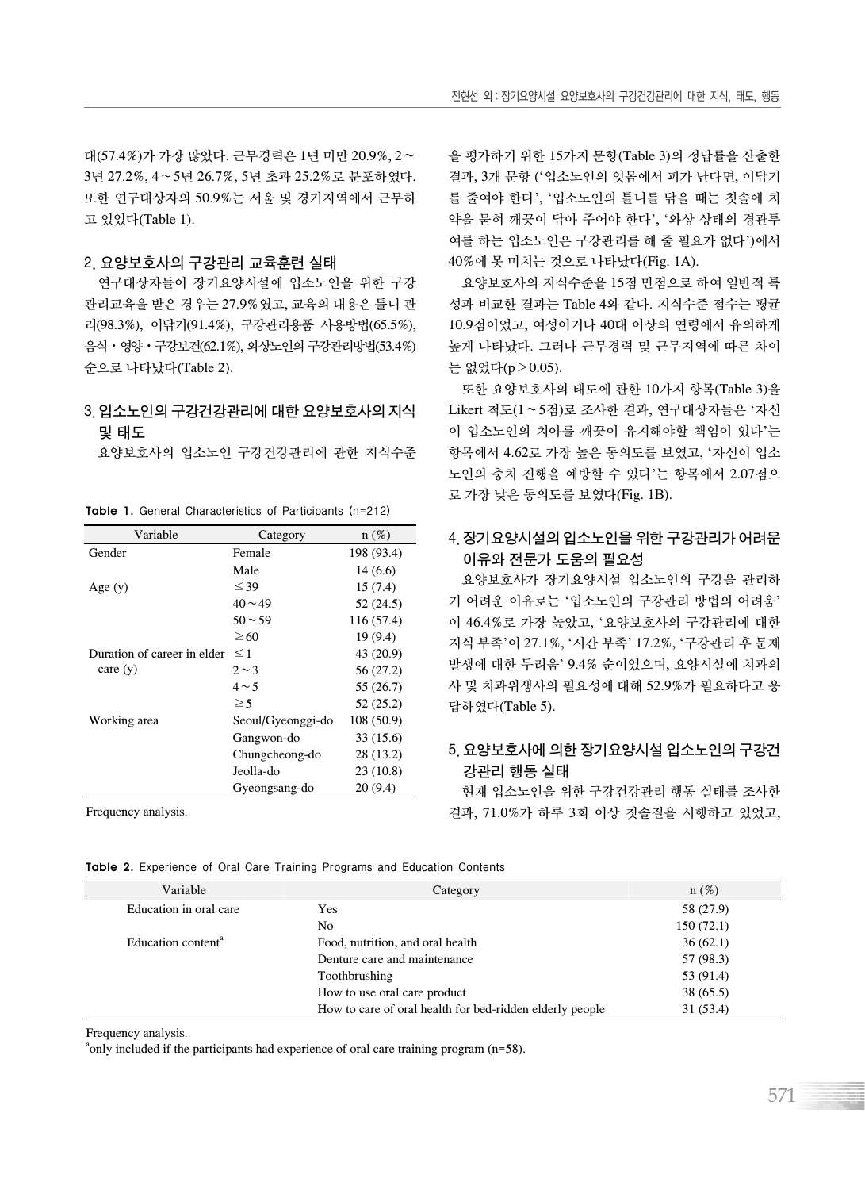대(57.4%)가 가장 많았다. 근무경력은 1년 미만 20.9%, 2～3년 27.2%, 4～5년 26.7%, 5년 초과 25.2%로 분포하였다. 또한 연구대상자의 50.9%는 서울 및 경기지역에서 근무하고 있었다(Table 1).

## 2. 요양보호사의 구강관리 교육훈련 실태

연구대상자들이 장기요양시설에 입소노인을 위한 구강관리교육을 받은 경우는 27.9%였고, 교육의 내용은 틀니 관리(98.3%), 이닦기(91.4%), 구강관리용품 사용방법(65.5%), 음식・영양・구강보건(62.1%), 와상노인의 구강관리방법(53.4%) 순으로 나타났다(Table 2).

## 3. 입소노인의 구강건강관리에 대한 요양보호사의 지식 및 태도

요양보호사의 입소노인 구강건강관리에 관한 지식수준을 평가하기 위한 15가지 문항(Table 3)의 정답률을 산출한 결과, 3개 문항 (‘입소노인의 잇몸에서 피가 난다면, 이닦기를 줄여야 한다’, ‘입소노인의 틀니를 닦을 때는 칫솔에 치약을 묻혀 깨끗이 닦아 주어야 한다’, ‘와상 상태의 경관투여를 하는 입소노인은 구강관리를 해 줄 필요가 없다’)에서 40%에 못 미치는 것으로 나타났다(Fig. 1A).

요양보호사의 지식수준을 15점 만점으로 하여 일반적 특성과 비교한 결과는 Table 4와 같다. 지식수준 점수는 평균 10.9점이었고, 여성이거나 40대 이상의 연령에서 유의하게 높게 나타났다. 그러나 근무경력 및 근무지역에 따른 차이는 없었다($p>0.05$).

또한 요양보호사의 태도에 관한 10가지 항목(Table 3)을 Likert 척도(1～5점)로 조사한 결과, 연구대상자들은 ‘자신이 입소노인의 치아를 깨끗이 유지해야할 책임이 있다’는 항목에서 4.62로 가장 높은 동의도를 보였고, ‘자신이 입소노인의 충치 진행을 예방할 수 있다’는 항목에서 2.07점으로 가장 낮은 동의도를 보였다(Fig. 1B).

**Table 1.** General Characteristics of Participants (n=212)

| Variable | Category | n (%) |
|---|---|---|
| Gender | Female | 198 (93.4) |
| | Male | 14 (6.6) |
| Age (y) | ≤39 | 15 (7.4) |
| | 40～49 | 52 (24.5) |
| | 50～59 | 116 (57.4) |
| | ≥60 | 19 (9.4) |
| Duration of career in elder care (y) | ≤1 | 43 (20.9) |
| | 2～3 | 56 (27.2) |
| | 4～5 | 55 (26.7) |
| | ≥5 | 52 (25.2) |
| Working area | Seoul/Gyeonggi-do | 108 (50.9) |
| | Gangwon-do | 33 (15.6) |
| | Chungcheong-do | 28 (13.2) |
| | Jeolla-do | 23 (10.8) |
| | Gyeongsang-do | 20 (9.4) |

Frequency analysis.

## 4. 장기요양시설의 입소노인을 위한 구강관리가 어려운 이유와 전문가 도움의 필요성

요양보호사가 장기요양시설 입소노인의 구강을 관리하기 어려운 이유로는 ‘입소노인의 구강관리 방법의 어려움’이 46.4%로 가장 높았고, ‘요양보호사의 구강관리에 대한 지식 부족’이 27.1%, ‘시간 부족’ 17.2%, ‘구강관리 후 문제 발생에 대한 두려움’ 9.4% 순이었으며, 요양시설에 치과의사 및 치과위생사의 필요성에 대해 52.9%가 필요하다고 응답하였다(Table 5).

## 5. 요양보호사에 의한 장기요양시설 입소노인의 구강건강관리 행동 실태

현재 입소노인을 위한 구강건강관리 행동 실태를 조사한 결과, 71.0%가 하루 3회 이상 칫솔질을 시행하고 있었고,

**Table 2.** Experience of Oral Care Training Programs and Education Contents

| Variable | Category | n (%) |
|---|---|---|
| Education in oral care | Yes | 58 (27.9) |
| | No | 150 (72.1) |
| Education content[a] | Food, nutrition, and oral health | 36 (62.1) |
| | Denture care and maintenance | 57 (98.3) |
| | Toothbrushing | 53 (91.4) |
| | How to use oral care product | 38 (65.5) |
| | How to care of oral health for bed-ridden elderly people | 31 (53.4) |

Frequency analysis.
[a]only included if the participants had experience of oral care training program (n=58).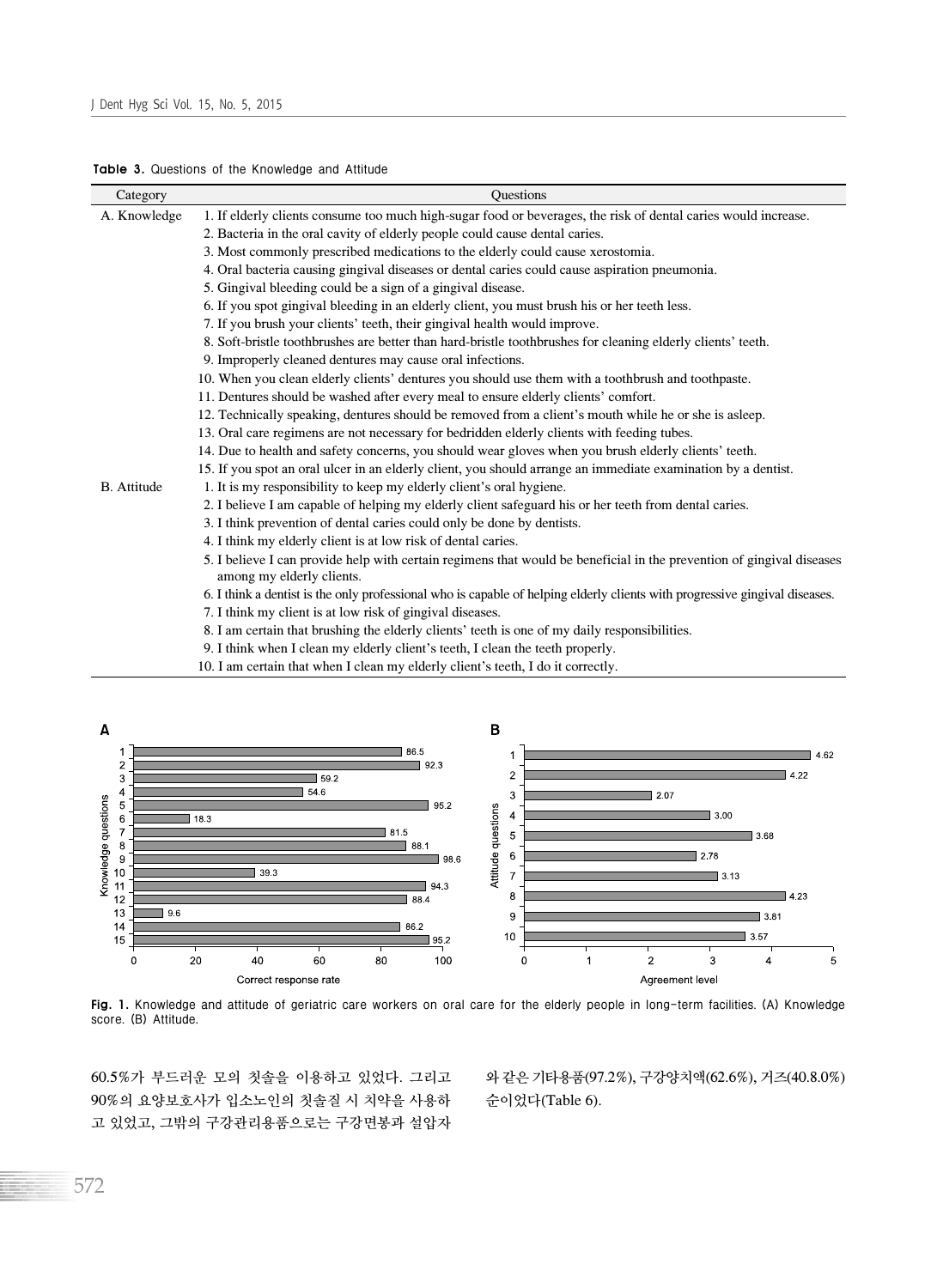**Table 3.** Questions of the Knowledge and Attitude

| Category | Questions |
| --- | --- |
| A. Knowledge | 1. If elderly clients consume too much high-sugar food or beverages, the risk of dental caries would increase. |
| | 2. Bacteria in the oral cavity of elderly people could cause dental caries. |
| | 3. Most commonly prescribed medications to the elderly could cause xerostomia. |
| | 4. Oral bacteria causing gingival diseases or dental caries could cause aspiration pneumonia. |
| | 5. Gingival bleeding could be a sign of a gingival disease. |
| | 6. If you spot gingival bleeding in an elderly client, you must brush his or her teeth less. |
| | 7. If you brush your clients' teeth, their gingival health would improve. |
| | 8. Soft-bristle toothbrushes are better than hard-bristle toothbrushes for cleaning elderly clients' teeth. |
| | 9. Improperly cleaned dentures may cause oral infections. |
| | 10. When you clean elderly clients' dentures you should use them with a toothbrush and toothpaste. |
| | 11. Dentures should be washed after every meal to ensure elderly clients' comfort. |
| | 12. Technically speaking, dentures should be removed from a client's mouth while he or she is asleep. |
| | 13. Oral care regimens are not necessary for bedridden elderly clients with feeding tubes. |
| | 14. Due to health and safety concerns, you should wear gloves when you brush elderly clients' teeth. |
| | 15. If you spot an oral ulcer in an elderly client, you should arrange an immediate examination by a dentist. |
| B. Attitude | 1. It is my responsibility to keep my elderly client's oral hygiene. |
| | 2. I believe I am capable of helping my elderly client safeguard his or her teeth from dental caries. |
| | 3. I think prevention of dental caries could only be done by dentists. |
| | 4. I think my elderly client is at low risk of dental caries. |
| | 5. I believe I can provide help with certain regimens that would be beneficial in the prevention of gingival diseases among my elderly clients. |
| | 6. I think a dentist is the only professional who is capable of helping elderly clients with progressive gingival diseases. |
| | 7. I think my client is at low risk of gingival diseases. |
| | 8. I am certain that brushing the elderly clients' teeth is one of my daily responsibilities. |
| | 9. I think when I clean my elderly client's teeth, I clean the teeth properly. |
| | 10. I am certain that when I clean my elderly client's teeth, I do it correctly. |

**Fig. 1.** Knowledge and attitude of geriatric care workers on oral care for the elderly people in long-term facilities. (A) Knowledge score. (B) Attitude.

60.5%가 부드러운 모의 칫솔을 이용하고 있었다. 그리고 90%의 요양보호사가 입소노인의 칫솔질 시 치약을 사용하고 있었고, 그밖의 구강관리용품으로는 구강면봉과 설압자와 같은 기타용품(97.2%), 구강양치액(62.6%), 거즈(40.8.0%) 순이었다(Table 6).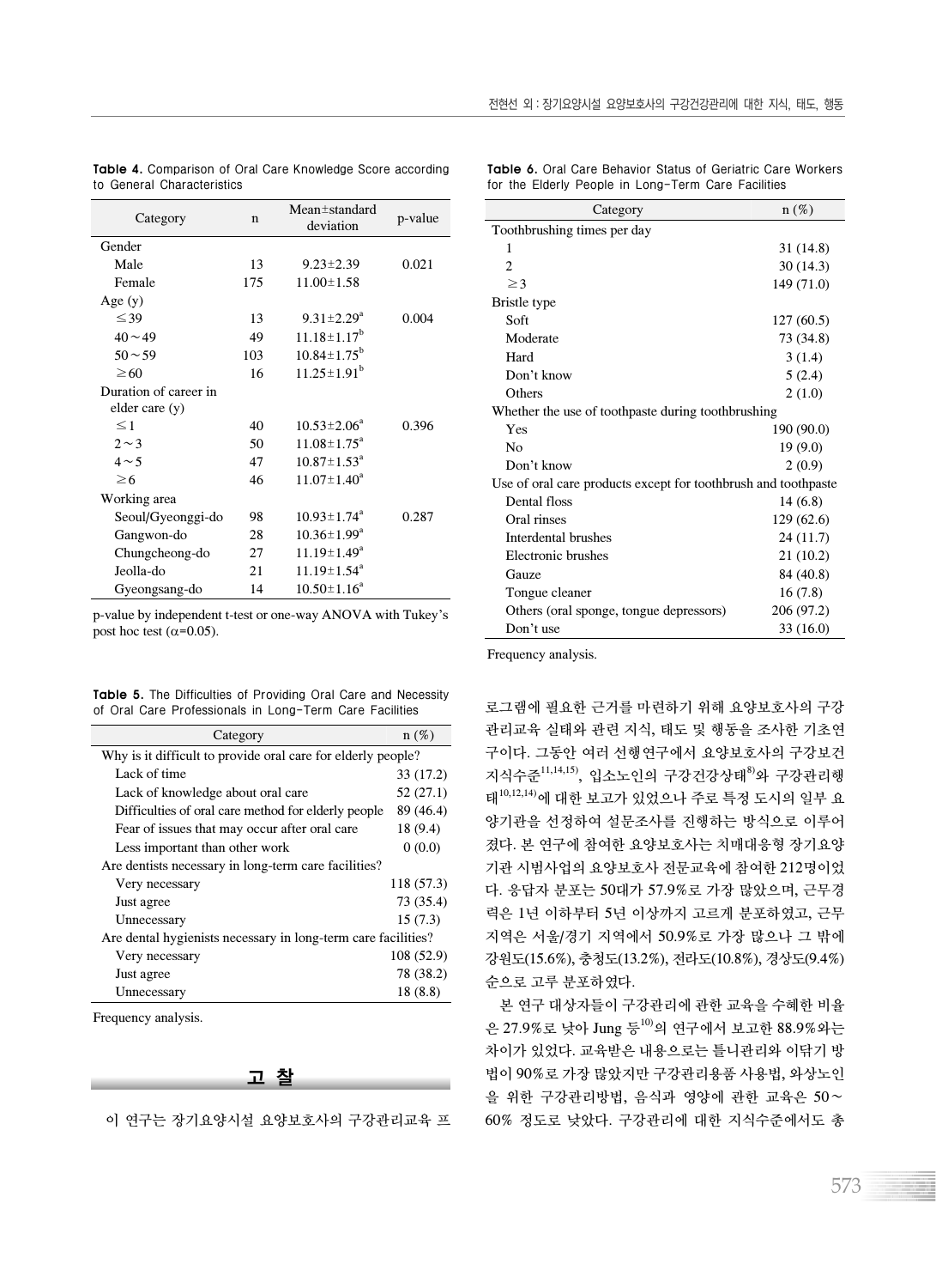**Table 4.** Comparison of Oral Care Knowledge Score according to General Characteristics

| Category | n | Mean±standard deviation | p-value |
|---|---|---|---|
| Gender | | | |
| Male | 13 | 9.23±2.39 | 0.021 |
| Female | 175 | 11.00±1.58 | |
| Age (y) | | | |
| ≤39 | 13 | 9.31±2.29[a] | 0.004 |
| 40～49 | 49 | 11.18±1.17[b] | |
| 50～59 | 103 | 10.84±1.75[b] | |
| ≥60 | 16 | 11.25±1.91[b] | |
| Duration of career in elder care (y) | | | |
| ≤1 | 40 | 10.53±2.06[a] | 0.396 |
| 2～3 | 50 | 11.08±1.75[a] | |
| 4～5 | 47 | 10.87±1.53[a] | |
| ≥6 | 46 | 11.07±1.40[a] | |
| Working area | | | |
| Seoul/Gyeonggi-do | 98 | 10.93±1.74[a] | 0.287 |
| Gangwon-do | 28 | 10.36±1.99[a] | |
| Chungcheong-do | 27 | 11.19±1.49[a] | |
| Jeolla-do | 21 | 11.19±1.54[a] | |
| Gyeongsang-do | 14 | 10.50±1.16[a] | |

p-value by independent t-test or one-way ANOVA with Tukey's post hoc test ($\alpha$=0.05).

**Table 5.** The Difficulties of Providing Oral Care and Necessity of Oral Care Professionals in Long-Term Care Facilities

| Category | n (%) |
|---|---|
| Why is it difficult to provide oral care for elderly people? | |
| Lack of time | 33 (17.2) |
| Lack of knowledge about oral care | 52 (27.1) |
| Difficulties of oral care method for elderly people | 89 (46.4) |
| Fear of issues that may occur after oral care | 18 (9.4) |
| Less important than other work | 0 (0.0) |
| Are dentists necessary in long-term care facilities? | |
| Very necessary | 118 (57.3) |
| Just agree | 73 (35.4) |
| Unnecessary | 15 (7.3) |
| Are dental hygienists necessary in long-term care facilities? | |
| Very necessary | 108 (52.9) |
| Just agree | 78 (38.2) |
| Unnecessary | 18 (8.8) |

Frequency analysis.

**Table 6.** Oral Care Behavior Status of Geriatric Care Workers for the Elderly People in Long-Term Care Facilities

| Category | n (%) |
|---|---|
| Toothbrushing times per day | |
| 1 | 31 (14.8) |
| 2 | 30 (14.3) |
| ≥3 | 149 (71.0) |
| Bristle type | |
| Soft | 127 (60.5) |
| Moderate | 73 (34.8) |
| Hard | 3 (1.4) |
| Don't know | 5 (2.4) |
| Others | 2 (1.0) |
| Whether the use of toothpaste during toothbrushing | |
| Yes | 190 (90.0) |
| No | 19 (9.0) |
| Don't know | 2 (0.9) |
| Use of oral care products except for toothbrush and toothpaste | |
| Dental floss | 14 (6.8) |
| Oral rinses | 129 (62.6) |
| Interdental brushes | 24 (11.7) |
| Electronic brushes | 21 (10.2) |
| Gauze | 84 (40.8) |
| Tongue cleaner | 16 (7.8) |
| Others (oral sponge, tongue depressors) | 206 (97.2) |
| Don't use | 33 (16.0) |

Frequency analysis.

## 고 찰

이 연구는 장기요양시설 요양보호사의 구강관리교육 프로그램에 필요한 근거를 마련하기 위해 요양보호사의 구강관리교육 실태와 관련 지식, 태도 및 행동을 조사한 기초연구이다. 그동안 여러 선행연구에서 요양보호사의 구강보건 지식수준[11,14,15], 입소노인의 구강건강상태[8]와 구강관리행태[10,12,14]에 대한 보고가 있었으나 주로 특정 도시의 일부 요양기관을 선정하여 설문조사를 진행하는 방식으로 이루어졌다. 본 연구에 참여한 요양보호사는 치매대응형 장기요양기관 시범사업의 요양보호사 전문교육에 참여한 212명이었다. 응답자 분포는 50대가 57.9%로 가장 많았으며, 근무경력은 1년 이하부터 5년 이상까지 고르게 분포하였고, 근무지역은 서울/경기 지역에서 50.9%로 가장 많으나 그 밖에 강원도(15.6%), 충청도(13.2%), 전라도(10.8%), 경상도(9.4%) 순으로 고루 분포하였다.

본 연구 대상자들이 구강관리에 관한 교육을 수혜한 비율은 27.9%로 낮아 Jung 등[10]의 연구에서 보고한 88.9%와는 차이가 있었다. 교육받은 내용으로는 틀니관리와 이닦기 방법이 90%로 가장 많았지만 구강관리용품 사용법, 와상노인을 위한 구강관리방법, 음식과 영양에 관한 교육은 50～60% 정도로 낮았다. 구강관리에 대한 지식수준에서도 총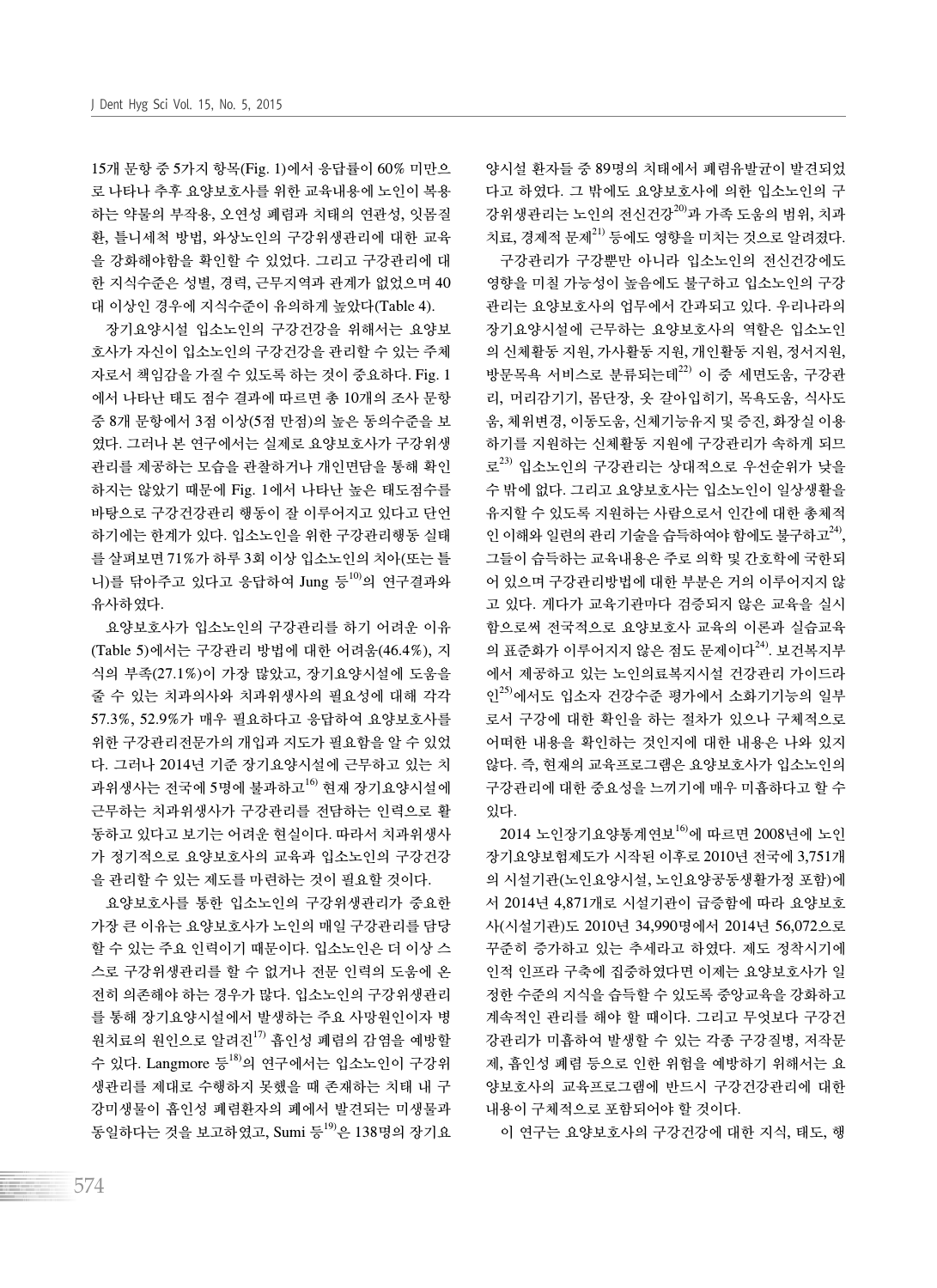15개 문항 중 5가지 항목(Fig. 1)에서 응답률이 60% 미만으로 나타나 추후 요양보호사를 위한 교육내용에 노인이 복용하는 약물의 부작용, 오연성 폐렴과 치태의 연관성, 잇몸질환, 틀니세척 방법, 와상노인의 구강위생관리에 대한 교육을 강화해야함을 확인할 수 있었다. 그리고 구강관리에 대한 지식수준은 성별, 경력, 근무지역과 관계가 없었으며 40대 이상인 경우에 지식수준이 유의하게 높았다(Table 4).

장기요양시설 입소노인의 구강건강을 위해서는 요양보호사가 자신이 입소노인의 구강건강을 관리할 수 있는 주체자로서 책임감을 가질 수 있도록 하는 것이 중요하다. Fig. 1에서 나타난 태도 점수 결과에 따르면 총 10개의 조사 문항 중 8개 문항에서 3점 이상(5점 만점)의 높은 동의수준을 보였다. 그러나 본 연구에서는 실제로 요양보호사가 구강위생관리를 제공하는 모습을 관찰하거나 개인면담을 통해 확인하지는 않았기 때문에 Fig. 1에서 나타난 높은 태도점수를 바탕으로 구강건강관리 행동이 잘 이루어지고 있다고 단언하기에는 한계가 있다. 입소노인을 위한 구강관리행동 실태를 살펴보면 71%가 하루 3회 이상 입소노인의 치아(또는 틀니)를 닦아주고 있다고 응답하여 Jung 등[10]의 연구결과와 유사하였다.

요양보호사가 입소노인의 구강관리를 하기 어려운 이유(Table 5)에서는 구강관리 방법에 대한 어려움(46.4%), 지식의 부족(27.1%)이 가장 많았고, 장기요양시설에 도움을 줄 수 있는 치과의사와 치과위생사의 필요성에 대해 각각 57.3%, 52.9%가 매우 필요하다고 응답하여 요양보호사를 위한 구강관리전문가의 개입과 지도가 필요함을 알 수 있었다. 그러나 2014년 기준 장기요양시설에 근무하고 있는 치과위생사는 전국에 5명에 불과하고[16] 현재 장기요양시설에 근무하는 치과위생사가 구강관리를 전담하는 인력으로 활동하고 있다고 보기는 어려운 현실이다. 따라서 치과위생사가 정기적으로 요양보호사의 교육과 입소노인의 구강건강을 관리할 수 있는 제도를 마련하는 것이 필요할 것이다.

요양보호사를 통한 입소노인의 구강위생관리가 중요한 가장 큰 이유는 요양보호사가 노인의 매일 구강관리를 담당할 수 있는 주요 인력이기 때문이다. 입소노인은 더 이상 스스로 구강위생관리를 할 수 없거나 전문 인력의 도움에 온전히 의존해야 하는 경우가 많다. 입소노인의 구강위생관리를 통해 장기요양시설에서 발생하는 주요 사망원인이자 병원치료의 원인으로 알려진[17] 흡인성 폐렴의 감염을 예방할 수 있다. Langmore 등[18]의 연구에서는 입소노인이 구강위생관리를 제대로 수행하지 못했을 때 존재하는 치태 내 구강미생물이 흡인성 폐렴환자의 폐에서 발견되는 미생물과 동일하다는 것을 보고하였고, Sumi 등[19]은 138명의 장기요양시설 환자들 중 89명의 치태에서 폐렴유발균이 발견되었다고 하였다. 그 밖에도 요양보호사에 의한 입소노인의 구강위생관리는 노인의 전신건강[20]과 가족 도움의 범위, 치과치료, 경제적 문제[21] 등에도 영향을 미치는 것으로 알려졌다.

구강관리가 구강뿐만 아니라 입소노인의 전신건강에도 영향을 미칠 가능성이 높음에도 불구하고 입소노인의 구강관리는 요양보호사의 업무에서 간과되고 있다. 우리나라의 장기요양시설에 근무하는 요양보호사의 역할은 입소노인의 신체활동 지원, 가사활동 지원, 개인활동 지원, 정서지원, 방문목욕 서비스로 분류되는데[22] 이 중 세면도움, 구강관리, 머리감기기, 몸단장, 옷 갈아입히기, 목욕도움, 식사도움, 체위변경, 이동도움, 신체기능유지 및 증진, 화장실 이용하기를 지원하는 신체활동 지원에 구강관리가 속하게 되므로[23] 입소노인의 구강관리는 상대적으로 우선순위가 낮을 수 밖에 없다. 그리고 요양보호사는 입소노인이 일상생활을 유지할 수 있도록 지원하는 사람으로서 인간에 대한 총체적인 이해와 일련의 관리 기술을 습득하여야 함에도 불구하고[24], 그들이 습득하는 교육내용은 주로 의학 및 간호학에 국한되어 있으며 구강관리방법에 대한 부분은 거의 이루어지지 않고 있다. 게다가 교육기관마다 검증되지 않은 교육을 실시함으로써 전국적으로 요양보호사 교육의 이론과 실습교육의 표준화가 이루어지지 않은 점도 문제이다[24]. 보건복지부에서 제공하고 있는 노인의료복지시설 건강관리 가이드라인[25]에서도 입소자 건강수준 평가에서 소화기기능의 일부로서 구강에 대한 확인을 하는 절차가 있으나 구체적으로 어떠한 내용을 확인하는 것인지에 대한 내용은 나와 있지 않다. 즉, 현재의 교육프로그램은 요양보호사가 입소노인의 구강관리에 대한 중요성을 느끼기에 매우 미흡하다고 할 수 있다.

2014 노인장기요양통계연보[16]에 따르면 2008년에 노인장기요양보험제도가 시작된 이후로 2010년 전국에 3,751개의 시설기관(노인요양시설, 노인요양공동생활가정 포함)에서 2014년 4,871개로 시설기관이 급증함에 따라 요양보호사(시설기관)도 2010년 34,990명에서 2014년 56,072으로 꾸준히 증가하고 있는 추세라고 하였다. 제도 정착시기에 인적 인프라 구축에 집중하였다면 이제는 요양보호사가 일정한 수준의 지식을 습득할 수 있도록 중앙교육을 강화하고 계속적인 관리를 해야 할 때이다. 그리고 무엇보다 구강건강관리가 미흡하여 발생할 수 있는 각종 구강질병, 저작문제, 흡인성 폐렴 등으로 인한 위험을 예방하기 위해서는 요양보호사의 교육프로그램에 반드시 구강건강관리에 대한 내용이 구체적으로 포함되어야 할 것이다.

이 연구는 요양보호사의 구강건강에 대한 지식, 태도, 행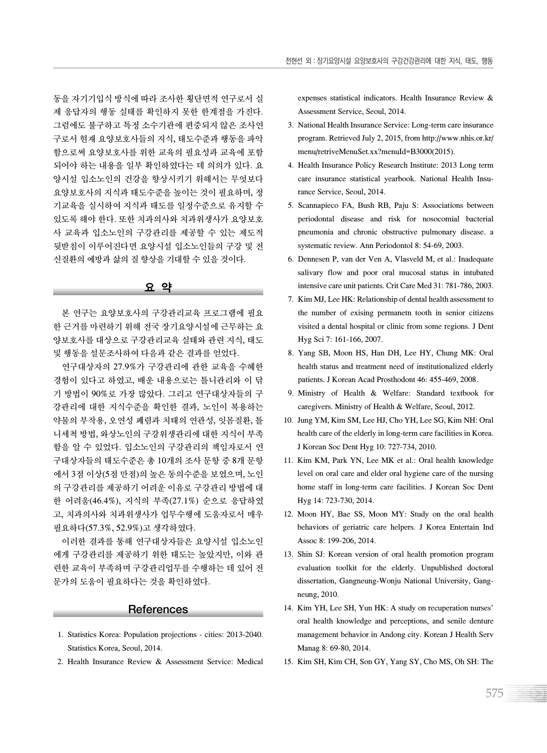동을 자기기입식 방식에 따라 조사한 횡단면적 연구로서 실제 응답자의 행동 실태를 확인하지 못한 한계점을 가진다. 그럼에도 불구하고 특정 소수기관에 편중되지 않은 조사연구로서 현재 요양보호사들의 지식, 태도수준과 행동을 파악함으로써 요양보호사를 위한 교육의 필요성과 교육에 포함되어야 하는 내용을 일부 확인하였다는 데 의의가 있다. 요양시설 입소노인의 건강을 향상시키기 위해서는 무엇보다 요양보호사의 지식과 태도수준을 높이는 것이 필요하며, 정기교육을 실시하여 지식과 태도를 일정수준으로 유지할 수 있도록 해야 한다. 또한 치과의사와 치과위생사가 요양보호사 교육과 입소노인의 구강관리를 제공할 수 있는 제도적 뒷받침이 이루어진다면 요양시설 입소노인들의 구강 및 전신질환의 예방과 삶의 질 향상을 기대할 수 있을 것이다.

## 요 약

본 연구는 요양보호사의 구강관리교육 프로그램에 필요한 근거를 마련하기 위해 전국 장기요양시설에 근무하는 요양보호사를 대상으로 구강관리교육 실태와 관련 지식, 태도 및 행동을 설문조사하여 다음과 같은 결과를 얻었다.

연구대상자의 27.9%가 구강관리에 관한 교육을 수혜한 경험이 있다고 하였고, 배운 내용으로는 틀니관리와 이 닦기 방법이 90%로 가장 많았다. 그리고 연구대상자들의 구강관리에 대한 지식수준을 확인한 결과, 노인이 복용하는 약물의 부작용, 오연성 폐렴과 치태의 연관성, 잇몸질환, 틀니세척 방법, 와상노인의 구강위생관리에 대한 지식이 부족함을 알 수 있었다. 입소노인의 구강관리의 책임자로서 연구대상자들의 태도수준은 총 10개의 조사 문항 중 8개 문항에서 3점 이상(5점 만점)의 높은 동의수준을 보였으며, 노인의 구강관리를 제공하기 어려운 이유로 구강관리 방법에 대한 어려움(46.4%), 지식의 부족(27.1%) 순으로 응답하였고, 치과의사와 치과위생사가 업무수행에 도움자로서 매우 필요하다(57.3%, 52.9%)고 생각하였다.

이러한 결과를 통해 연구대상자들은 요양시설 입소노인에게 구강관리를 제공하기 위한 태도는 높았지만, 이와 관련한 교육이 부족하며 구강관리업무를 수행하는 데 있어 전문가의 도움이 필요하다는 것을 확인하였다.

## References

1. Statistics Korea: Population projections - cities: 2013-2040. Statistics Korea, Seoul, 2014.
2. Health Insurance Review & Assessment Service: Medical expenses statistical indicators. Health Insurance Review & Assessment Service, Seoul, 2014.
3. National Health Insurance Service: Long-term care insurance program. Retrieved July 2, 2015, from http://www.nhis.or.kr/menu/retriveMenuSet.xx?menuId=B3000(2015).
4. Health Insurance Policy Research Institute: 2013 Long term care insurance statistical yearbook. National Health Insurance Service, Seoul, 2014.
5. Scannapieco FA, Bush RB, Paju S: Associations between periodontal disease and risk for nosocomial bacterial pneumonia and chronic obstructive pulmonary disease. a systematic review. Ann Periodontol 8: 54-69, 2003.
6. Dennesen P, van der Ven A, Vlasveld M, et al.: Inadequate salivary flow and poor oral mucosal status in intubated intensive care unit patients. Crit Care Med 31: 781-786, 2003.
7. Kim MJ, Lee HK: Relationship of dental health assessment to the number of exising permanetn tooth in senior citizens visited a dental hospital or clinic from some regions. J Dent Hyg Sci 7: 161-166, 2007.
8. Yang SB, Moon HS, Han DH, Lee HY, Chung MK: Oral health status and treatment need of institutionalized elderly patients. J Korean Acad Prosthodont 46: 455-469, 2008.
9. Ministry of Health & Welfare: Standard textbook for caregivers. Ministry of Health & Welfare, Seoul, 2012.
10. Jung YM, Kim SM, Lee HJ, Cho YH, Lee SG, Kim NH: Oral health care of the elderly in long-term care facilities in Korea. J Korean Soc Dent Hyg 10: 727-734, 2010.
11. Kim KM, Park YN, Lee MK et al.: Oral health knowledge level on oral care and elder oral hygiene care of the nursing home staff in long-term care facilities. J Korean Soc Dent Hyg 14: 723-730, 2014.
12. Moon HY, Bae SS, Moon MY: Study on the oral health behaviors of geriatric care helpers. J Korea Entertain Ind Assoc 8: 199-206, 2014.
13. Shin SJ: Korean version of oral health promotion program evaluation toolkit for the elderly. Unpublished doctoral dissertation, Gangneung-Wonju National University, Gangneung, 2010.
14. Kim YH, Lee SH, Yun HK: A study on recuperation nurses' oral health knowledge and perceptions, and senile denture management behavior in Andong city. Korean J Health Serv Manag 8: 69-80, 2014.
15. Kim SH, Kim CH, Son GY, Yang SY, Cho MS, Oh SH: The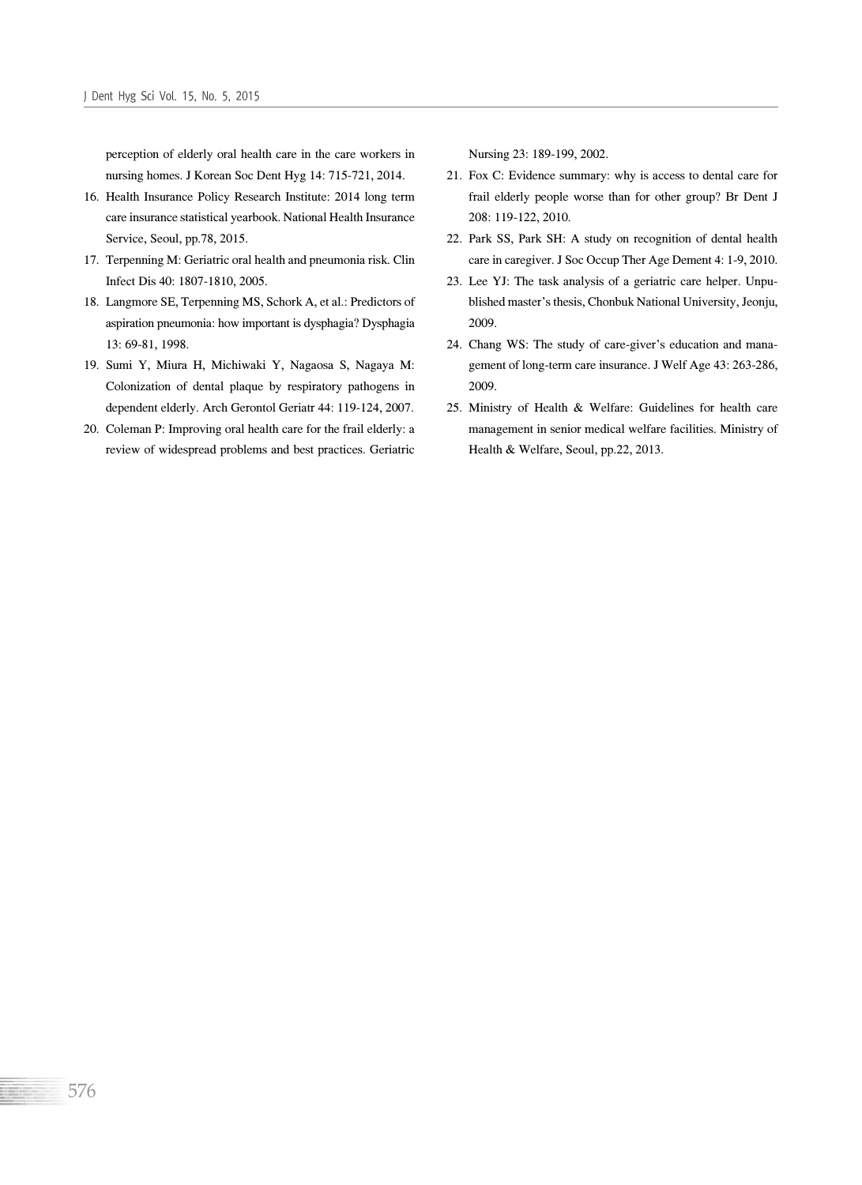perception of elderly oral health care in the care workers in nursing homes. J Korean Soc Dent Hyg 14: 715-721, 2014.

16. Health Insurance Policy Research Institute: 2014 long term care insurance statistical yearbook. National Health Insurance Service, Seoul, pp.78, 2015.
17. Terpenning M: Geriatric oral health and pneumonia risk. Clin Infect Dis 40: 1807-1810, 2005.
18. Langmore SE, Terpenning MS, Schork A, et al.: Predictors of aspiration pneumonia: how important is dysphagia? Dysphagia 13: 69-81, 1998.
19. Sumi Y, Miura H, Michiwaki Y, Nagaosa S, Nagaya M: Colonization of dental plaque by respiratory pathogens in dependent elderly. Arch Gerontol Geriatr 44: 119-124, 2007.
20. Coleman P: Improving oral health care for the frail elderly: a review of widespread problems and best practices. Geriatric Nursing 23: 189-199, 2002.
21. Fox C: Evidence summary: why is access to dental care for frail elderly people worse than for other group? Br Dent J 208: 119-122, 2010.
22. Park SS, Park SH: A study on recognition of dental health care in caregiver. J Soc Occup Ther Age Dement 4: 1-9, 2010.
23. Lee YJ: The task analysis of a geriatric care helper. Unpublished master's thesis, Chonbuk National University, Jeonju, 2009.
24. Chang WS: The study of care-giver's education and management of long-term care insurance. J Welf Age 43: 263-286, 2009.
25. Ministry of Health & Welfare: Guidelines for health care management in senior medical welfare facilities. Ministry of Health & Welfare, Seoul, pp.22, 2013.